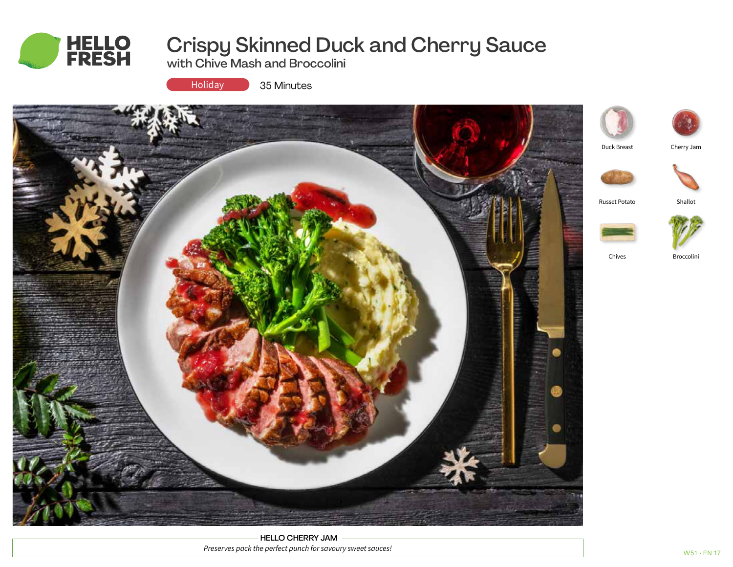# Crispy Skinned Duck and Cherry Sauce

## with Chive Mash and Broccolini

Holiday

35 Minutes

- Duck Breast
- Cherry Jam
- Russet Potato
- Shallot
- Chives
- Broccolini

**HELLO CHERRY JAM**

*Preserves pack the perfect punch for savoury sweet sauces!*

W51 • EN 17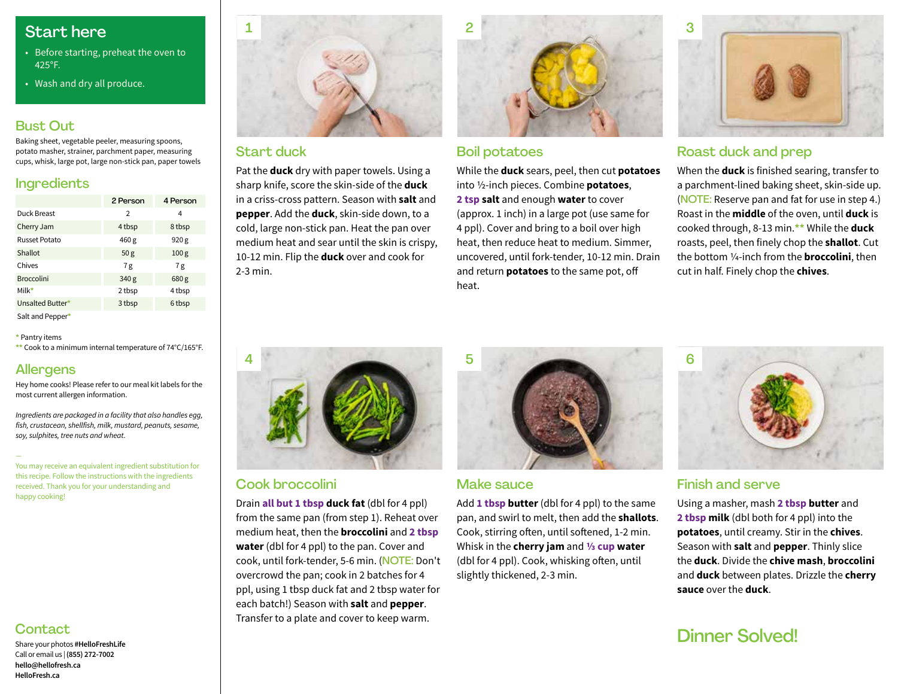## Start here

- Before starting, preheat the oven to 425°F.
- Wash and dry all produce.

## Bust Out

Baking sheet, vegetable peeler, measuring spoons, potato masher, strainer, parchment paper, measuring cups, whisk, large pot, large non-stick pan, paper towels

## Ingredients

| | 2 Person | 4 Person |
|---|---|---|
| Duck Breast | 2 | 4 |
| Cherry Jam | 4 tbsp | 8 tbsp |
| Russet Potato | 460 g | 920 g |
| Shallot | 50 g | 100 g |
| Chives | 7 g | 7 g |
| Broccolini | 340 g | 680 g |
| Milk* | 2 tbsp | 4 tbsp |
| Unsalted Butter* | 3 tbsp | 6 tbsp |
| Salt and Pepper* | | |

\* Pantry items
\** Cook to a minimum internal temperature of 74°C/165°F.

## Allergens

Hey home cooks! Please refer to our meal kit labels for the most current allergen information.

*Ingredients are packaged in a facility that also handles egg, fish, crustacean, shellfish, milk, mustard, peanuts, sesame, soy, sulphites, tree nuts and wheat.*

—

You may receive an equivalent ingredient substitution for this recipe. Follow the instructions with the ingredients received. Thank you for your understanding and happy cooking!

## Contact

Share your photos **#HelloFreshLife**
Call or email us | **(855) 272-7002**
**hello@hellofresh.ca**
**HelloFresh.ca**

## 1 Start duck

Pat the **duck** dry with paper towels. Using a sharp knife, score the skin-side of the **duck** in a criss-cross pattern. Season with **salt** and **pepper**. Add the **duck**, skin-side down, to a cold, large non-stick pan. Heat the pan over medium heat and sear until the skin is crispy, 10-12 min. Flip the **duck** over and cook for 2-3 min.

## 2 Boil potatoes

While the **duck** sears, peel, then cut **potatoes** into ½-inch pieces. Combine **potatoes**, **2 tsp salt** and enough **water** to cover (approx. 1 inch) in a large pot (use same for 4 ppl). Cover and bring to a boil over high heat, then reduce heat to medium. Simmer, uncovered, until fork-tender, 10-12 min. Drain and return **potatoes** to the same pot, off heat.

## 3 Roast duck and prep

When the **duck** is finished searing, transfer to a parchment-lined baking sheet, skin-side up. (NOTE: Reserve pan and fat for use in step 4.) Roast in the **middle** of the oven, until **duck** is cooked through, 8-13 min.** While the **duck** roasts, peel, then finely chop the **shallot**. Cut the bottom ¼-inch from the **broccolini**, then cut in half. Finely chop the **chives**.

## 4 Cook broccolini

Drain **all but 1 tbsp duck fat** (dbl for 4 ppl) from the same pan (from step 1). Reheat over medium heat, then the **broccolini** and **2 tbsp water** (dbl for 4 ppl) to the pan. Cover and cook, until fork-tender, 5-6 min. (NOTE: Don't overcrowd the pan; cook in 2 batches for 4 ppl, using 1 tbsp duck fat and 2 tbsp water for each batch!) Season with **salt** and **pepper**. Transfer to a plate and cover to keep warm.

## 5 Make sauce

Add **1 tbsp butter** (dbl for 4 ppl) to the same pan, and swirl to melt, then add the **shallots**. Cook, stirring often, until softened, 1-2 min. Whisk in the **cherry jam** and **⅓ cup water** (dbl for 4 ppl). Cook, whisking often, until slightly thickened, 2-3 min.

## 6 Finish and serve

Using a masher, mash **2 tbsp butter** and **2 tbsp milk** (dbl both for 4 ppl) into the **potatoes**, until creamy. Stir in the **chives**. Season with **salt** and **pepper**. Thinly slice the **duck**. Divide the **chive mash**, **broccolini** and **duck** between plates. Drizzle the **cherry sauce** over the **duck**.

## Dinner Solved!